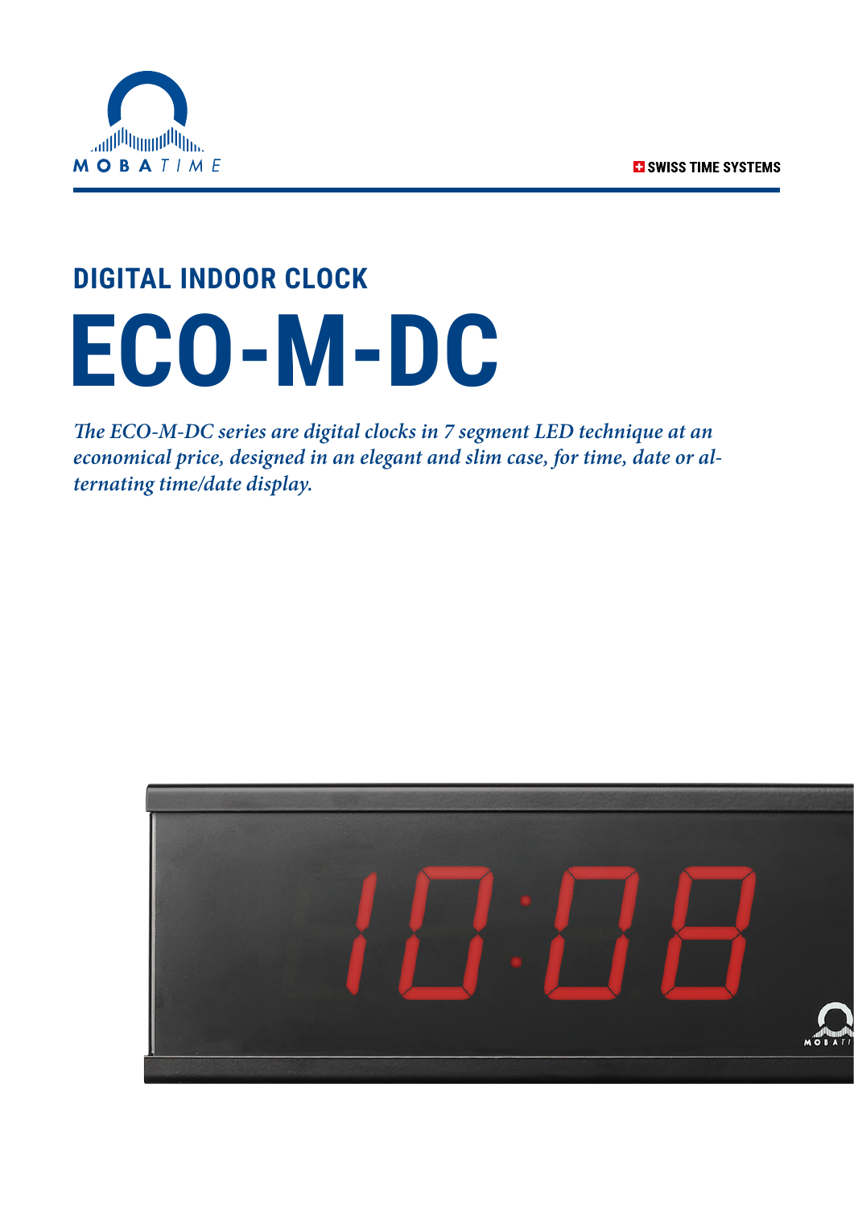SWISS TIME SYSTEMS

## DIGITAL INDOOR CLOCK

# ECO-M-DC

*The ECO-M-DC series are digital clocks in 7 segment LED technique at an economical price, designed in an elegant and slim case, for time, date or alternating time/date display.*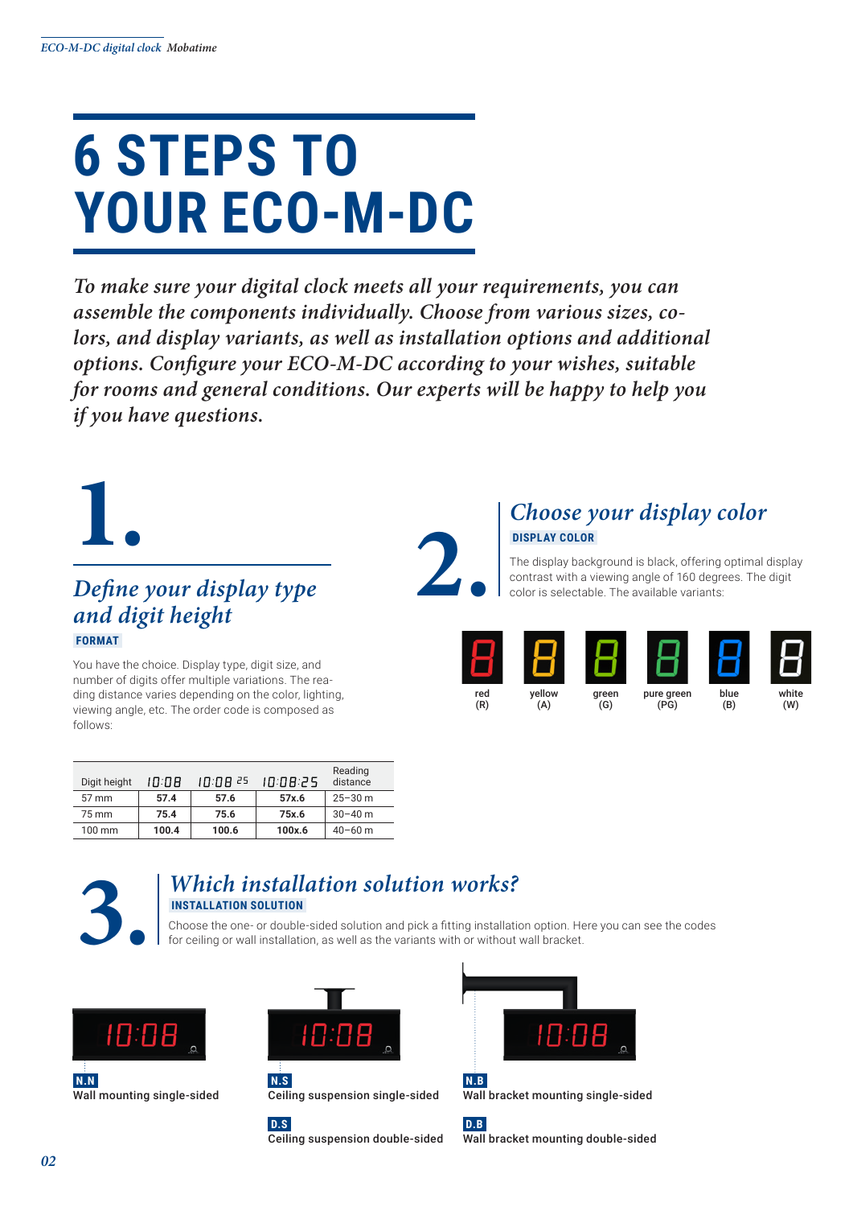# 6 STEPS TO YOUR ECO-M-DC

*To make sure your digital clock meets all your requirements, you can assemble the components individually. Choose from various sizes, colors, and display variants, as well as installation options and additional options. Configure your ECO-M-DC according to your wishes, suitable for rooms and general conditions. Our experts will be happy to help you if you have questions.*

## 1. *Define your display type and digit height*

**FORMAT**

You have the choice. Display type, digit size, and number of digits offer multiple variations. The reading distance varies depending on the color, lighting, viewing angle, etc. The order code is composed as follows:

| Digit height | 10:08 | 10:08 25 | 10:08:25 | Reading distance |
|---|---|---|---|---|
| 57 mm | **57.4** | **57.6** | **57x.6** | 25–30 m |
| 75 mm | **75.4** | **75.6** | **75x.6** | 30–40 m |
| 100 mm | **100.4** | **100.6** | **100x.6** | 40–60 m |

## 2. *Choose your display color*

**DISPLAY COLOR**

The display background is black, offering optimal display contrast with a viewing angle of 160 degrees. The digit color is selectable. The available variants:

- red (R)
- yellow (A)
- green (G)
- pure green (PG)
- blue (B)
- white (W)

## 3. *Which installation solution works?*

**INSTALLATION SOLUTION**

Choose the one- or double-sided solution and pick a fitting installation option. Here you can see the codes for ceiling or wall installation, as well as the variants with or without wall bracket.

**N.N** Wall mounting single-sided

**N.S** Ceiling suspension single-sided

**D.S** Ceiling suspension double-sided

**N.B** Wall bracket mounting single-sided

**D.B** Wall bracket mounting double-sided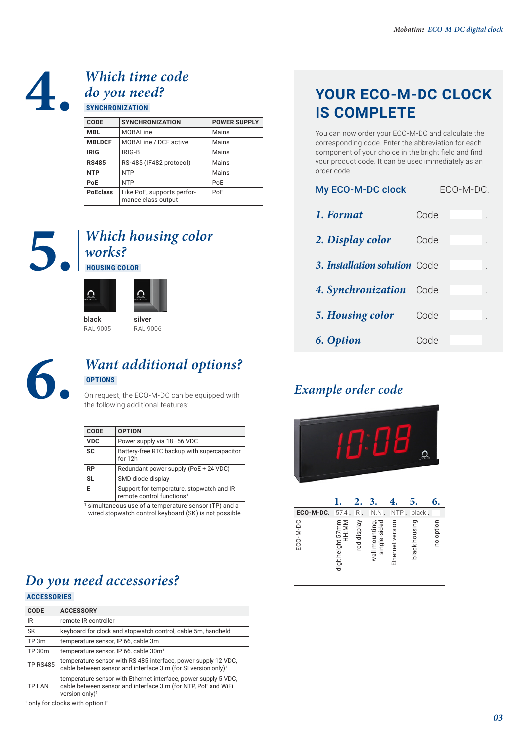## 4. Which time code do you need?

**SYNCHRONIZATION**

| CODE | SYNCHRONIZATION | POWER SUPPLY |
|---|---|---|
| **MBL** | MOBALine | Mains |
| **MBLDCF** | MOBALine / DCF active | Mains |
| **IRIG** | IRIG-B | Mains |
| **RS485** | RS-485 (IF482 protocol) | Mains |
| **NTP** | NTP | Mains |
| **PoE** | NTP | PoE |
| **PoEclass** | Like PoE, supports performance class output | PoE |

## 5. Which housing color works?

**HOUSING COLOR**

black
RAL 9005

silver
RAL 9006

## 6. Want additional options?

**OPTIONS**

On request, the ECO-M-DC can be equipped with the following additional features:

| CODE | OPTION |
|---|---|
| **VDC** | Power supply via 18–56 VDC |
| **SC** | Battery-free RTC backup with supercapacitor for 12h |
| **RP** | Redundant power supply (PoE + 24 VDC) |
| **SL** | SMD diode display |
| **E** | Support for temperature, stopwatch and IR remote control functions[1] |

[1] simultaneous use of a temperature sensor (TP) and a wired stopwatch control keyboard (SK) is not possible

## Do you need accessories?

**ACCESSORIES**

| CODE | ACCESSORY |
|---|---|
| IR | remote IR controller |
| SK | keyboard for clock and stopwatch control, cable 5m, handheld |
| TP 3m | temperature sensor, IP 66, cable 3m[1] |
| TP 30m | temperature sensor, IP 66, cable 30m[1] |
| TP RS485 | temperature sensor with RS 485 interface, power supply 12 VDC, cable between sensor and interface 3 m (for SI version only)[1] |
| TP LAN | temperature sensor with Ethernet interface, power supply 5 VDC, cable between sensor and interface 3 m (for NTP, PoE and WiFi version only)[1] |

[1] only for clocks with option E

## YOUR ECO-M-DC CLOCK IS COMPLETE

You can now order your ECO-M-DC and calculate the corresponding code. Enter the abbreviation for each component of your choice in the bright field and find your product code. It can be used immediately as an order code.

**My ECO-M-DC clock** ECO-M-DC.

| | | |
|---|---|---|
| *1. Format* | Code | . |
| *2. Display color* | Code | . |
| *3. Installation solution* | Code | . |
| *4. Synchronization* | Code | . |
| *5. Housing color* | Code | . |
| *6. Option* | Code | |

### Example order code

| | 1. | 2. | 3. | 4. | 5. | 6. |
|---|---|---|---|---|---|---|
| **ECO-M-DC.** | 57.4. | R. | N.N. | NTP. | black. | |
| ECO-M-DC | digit height 57mm HH:MM | red display | wall mounting, single-sided | Ethernet version | black housing | no option |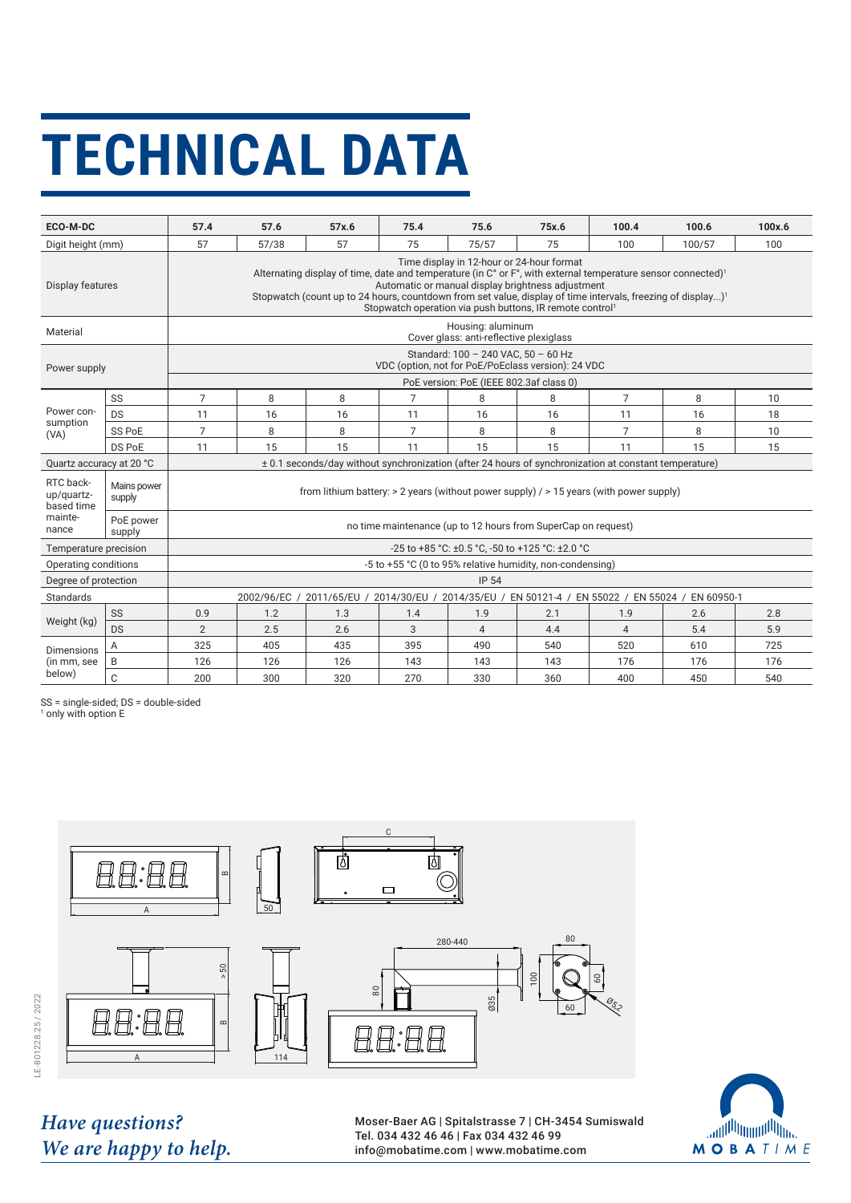# TECHNICAL DATA

| ECO-M-DC | | 57.4 | 57.6 | 57x.6 | 75.4 | 75.6 | 75x.6 | 100.4 | 100.6 | 100x.6 |
|---|---|---|---|---|---|---|---|---|---|---|
| Digit height (mm) | | 57 | 57/38 | 57 | 75 | 75/57 | 75 | 100 | 100/57 | 100 |
| Display features | | Time display in 12-hour or 24-hour format<br>Alternating display of time, date and temperature (in C° or F°, with external temperature sensor connected)[1]<br>Automatic or manual display brightness adjustment<br>Stopwatch (count up to 24 hours, countdown from set value, display of time intervals, freezing of display...)[1]<br>Stopwatch operation via push buttons, IR remote control[1] | | | | | | | | |
| Material | | Housing: aluminum<br>Cover glass: anti-reflective plexiglass | | | | | | | | |
| Power supply | | Standard: 100 – 240 VAC, 50 – 60 Hz<br>VDC (option, not for PoE/PoEclass version): 24 VDC | | | | | | | | |
| | | PoE version: PoE (IEEE 802.3af class 0) | | | | | | | | |
| Power consumption (VA) | SS | 7 | 8 | 8 | 7 | 8 | 8 | 7 | 8 | 10 |
| | DS | 11 | 16 | 16 | 11 | 16 | 16 | 11 | 16 | 18 |
| | SS PoE | 7 | 8 | 8 | 7 | 8 | 8 | 7 | 8 | 10 |
| | DS PoE | 11 | 15 | 15 | 11 | 15 | 15 | 11 | 15 | 15 |
| Quartz accuracy at 20 °C | | ± 0.1 seconds/day without synchronization (after 24 hours of synchronization at constant temperature) | | | | | | | | |
| RTC backup/quartz-based time maintenance | Mains power supply | from lithium battery: > 2 years (without power supply) / > 15 years (with power supply) | | | | | | | | |
| | PoE power supply | no time maintenance (up to 12 hours from SuperCap on request) | | | | | | | | |
| Temperature precision | | -25 to +85 °C: ±0.5 °C, -50 to +125 °C: ±2.0 °C | | | | | | | | |
| Operating conditions | | -5 to +55 °C (0 to 95% relative humidity, non-condensing) | | | | | | | | |
| Degree of protection | | IP 54 | | | | | | | | |
| Standards | | 2002/96/EC / 2011/65/EU / 2014/30/EU / 2014/35/EU / EN 50121-4 / EN 55022 / EN 55024 / EN 60950-1 | | | | | | | | |
| Weight (kg) | SS | 0.9 | 1.2 | 1.3 | 1.4 | 1.9 | 2.1 | 1.9 | 2.6 | 2.8 |
| | DS | 2 | 2.5 | 2.6 | 3 | 4 | 4.4 | 4 | 5.4 | 5.9 |
| Dimensions (in mm, see below) | A | 325 | 405 | 435 | 395 | 490 | 540 | 520 | 610 | 725 |
| | B | 126 | 126 | 126 | 143 | 143 | 143 | 176 | 176 | 176 |
| | C | 200 | 300 | 320 | 270 | 330 | 360 | 400 | 450 | 540 |

SS = single-sided; DS = double-sided
[1] only with option E

A
B
50
C
>50
B
A
114
280-440
80
Ø35
80
100
60
60
Ø5.2

*Have questions?*
*We are happy to help.*

Moser-Baer AG | Spitalstrasse 7 | CH-3454 Sumiswald
Tel. 034 432 46 46 | Fax 034 432 46 99
info@mobatime.com | www.mobatime.com

MOBATIME